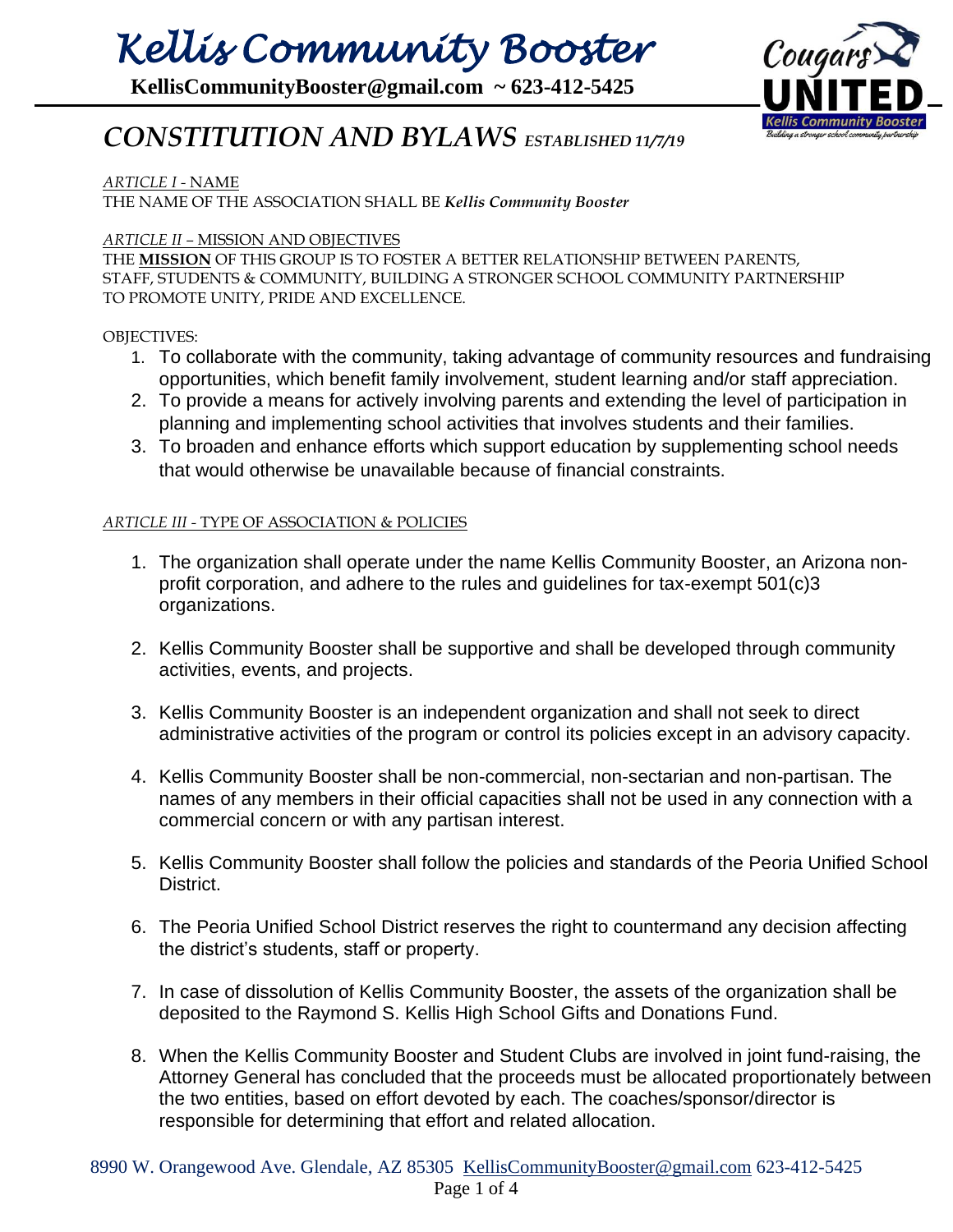# *Kellis Community Booster*

**KellisCommunityBooster@gmail.com ~ 623-412-5425**

## *CONSTITUTION AND BYLAWS* *ESTABLISHED 11/7/19*

*ARTICLE I* - NAME

THE NAME OF THE ASSOCIATION SHALL BE ***Kellis Community Booster***

*ARTICLE II* – MISSION AND OBJECTIVES

THE **MISSION** OF THIS GROUP IS TO FOSTER A BETTER RELATIONSHIP BETWEEN PARENTS, STAFF, STUDENTS & COMMUNITY, BUILDING A STRONGER SCHOOL COMMUNITY PARTNERSHIP TO PROMOTE UNITY, PRIDE AND EXCELLENCE.

OBJECTIVES:

1. To collaborate with the community, taking advantage of community resources and fundraising opportunities, which benefit family involvement, student learning and/or staff appreciation.
2. To provide a means for actively involving parents and extending the level of participation in planning and implementing school activities that involves students and their families.
3. To broaden and enhance efforts which support education by supplementing school needs that would otherwise be unavailable because of financial constraints.

*ARTICLE III* - TYPE OF ASSOCIATION & POLICIES

1. The organization shall operate under the name Kellis Community Booster, an Arizona non-profit corporation, and adhere to the rules and guidelines for tax-exempt 501(c)3 organizations.

2. Kellis Community Booster shall be supportive and shall be developed through community activities, events, and projects.

3. Kellis Community Booster is an independent organization and shall not seek to direct administrative activities of the program or control its policies except in an advisory capacity.

4. Kellis Community Booster shall be non-commercial, non-sectarian and non-partisan. The names of any members in their official capacities shall not be used in any connection with a commercial concern or with any partisan interest.

5. Kellis Community Booster shall follow the policies and standards of the Peoria Unified School District.

6. The Peoria Unified School District reserves the right to countermand any decision affecting the district's students, staff or property.

7. In case of dissolution of Kellis Community Booster, the assets of the organization shall be deposited to the Raymond S. Kellis High School Gifts and Donations Fund.

8. When the Kellis Community Booster and Student Clubs are involved in joint fund-raising, the Attorney General has concluded that the proceeds must be allocated proportionately between the two entities, based on effort devoted by each. The coaches/sponsor/director is responsible for determining that effort and related allocation.

8990 W. Orangewood Ave. Glendale, AZ 85305 KellisCommunityBooster@gmail.com 623-412-5425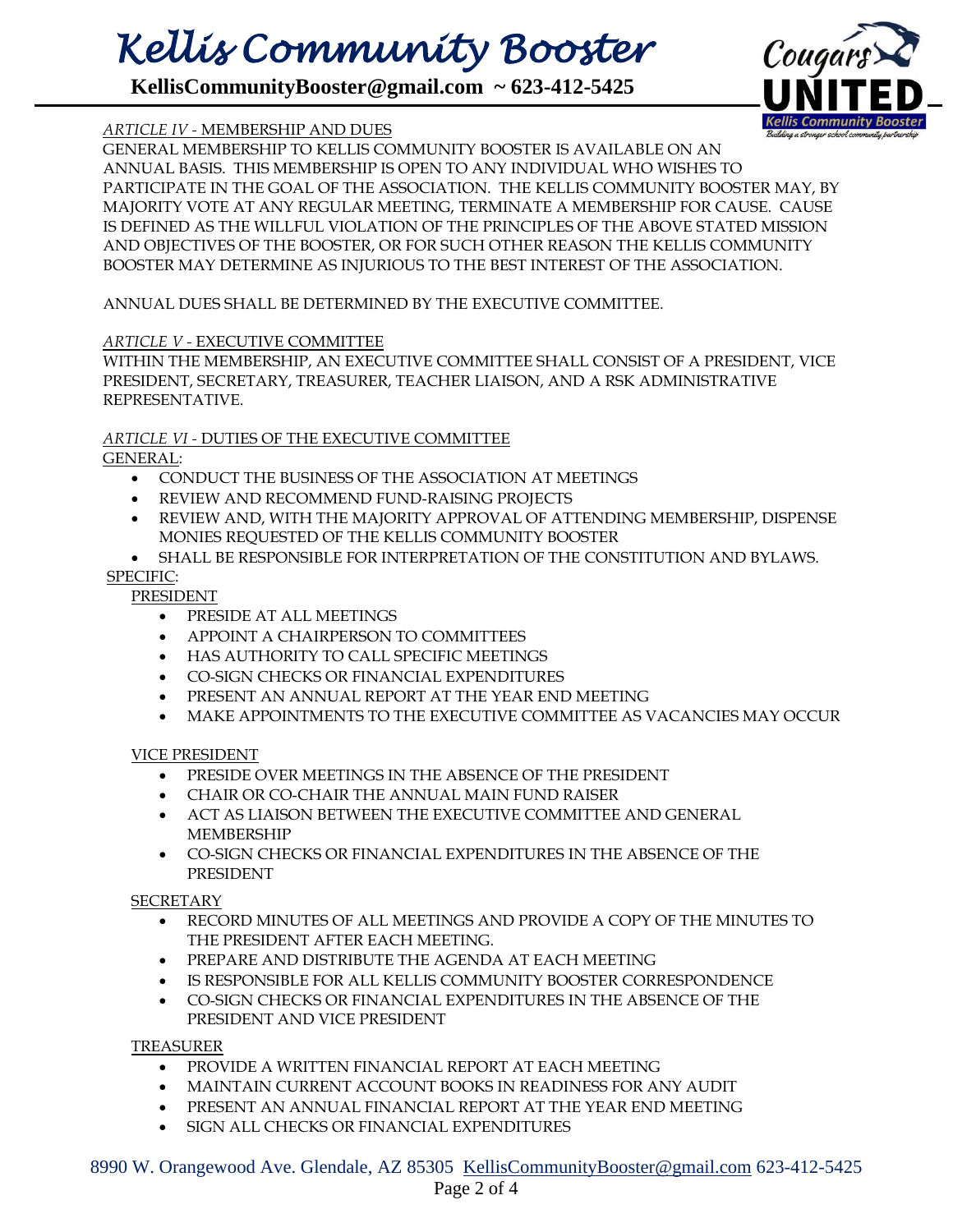*ARTICLE IV* - MEMBERSHIP AND DUES

GENERAL MEMBERSHIP TO KELLIS COMMUNITY BOOSTER IS AVAILABLE ON AN ANNUAL BASIS. THIS MEMBERSHIP IS OPEN TO ANY INDIVIDUAL WHO WISHES TO PARTICIPATE IN THE GOAL OF THE ASSOCIATION. THE KELLIS COMMUNITY BOOSTER MAY, BY MAJORITY VOTE AT ANY REGULAR MEETING, TERMINATE A MEMBERSHIP FOR CAUSE. CAUSE IS DEFINED AS THE WILLFUL VIOLATION OF THE PRINCIPLES OF THE ABOVE STATED MISSION AND OBJECTIVES OF THE BOOSTER, OR FOR SUCH OTHER REASON THE KELLIS COMMUNITY BOOSTER MAY DETERMINE AS INJURIOUS TO THE BEST INTEREST OF THE ASSOCIATION.

ANNUAL DUES SHALL BE DETERMINED BY THE EXECUTIVE COMMITTEE.

*ARTICLE V* - EXECUTIVE COMMITTEE

WITHIN THE MEMBERSHIP, AN EXECUTIVE COMMITTEE SHALL CONSIST OF A PRESIDENT, VICE PRESIDENT, SECRETARY, TREASURER, TEACHER LIAISON, AND A RSK ADMINISTRATIVE REPRESENTATIVE.

*ARTICLE VI* - DUTIES OF THE EXECUTIVE COMMITTEE

GENERAL:

- CONDUCT THE BUSINESS OF THE ASSOCIATION AT MEETINGS
- REVIEW AND RECOMMEND FUND-RAISING PROJECTS
- REVIEW AND, WITH THE MAJORITY APPROVAL OF ATTENDING MEMBERSHIP, DISPENSE MONIES REQUESTED OF THE KELLIS COMMUNITY BOOSTER
- SHALL BE RESPONSIBLE FOR INTERPRETATION OF THE CONSTITUTION AND BYLAWS.

SPECIFIC:

PRESIDENT

- PRESIDE AT ALL MEETINGS
- APPOINT A CHAIRPERSON TO COMMITTEES
- HAS AUTHORITY TO CALL SPECIFIC MEETINGS
- CO-SIGN CHECKS OR FINANCIAL EXPENDITURES
- PRESENT AN ANNUAL REPORT AT THE YEAR END MEETING
- MAKE APPOINTMENTS TO THE EXECUTIVE COMMITTEE AS VACANCIES MAY OCCUR

VICE PRESIDENT

- PRESIDE OVER MEETINGS IN THE ABSENCE OF THE PRESIDENT
- CHAIR OR CO-CHAIR THE ANNUAL MAIN FUND RAISER
- ACT AS LIAISON BETWEEN THE EXECUTIVE COMMITTEE AND GENERAL MEMBERSHIP
- CO-SIGN CHECKS OR FINANCIAL EXPENDITURES IN THE ABSENCE OF THE PRESIDENT

SECRETARY

- RECORD MINUTES OF ALL MEETINGS AND PROVIDE A COPY OF THE MINUTES TO THE PRESIDENT AFTER EACH MEETING.
- PREPARE AND DISTRIBUTE THE AGENDA AT EACH MEETING
- IS RESPONSIBLE FOR ALL KELLIS COMMUNITY BOOSTER CORRESPONDENCE
- CO-SIGN CHECKS OR FINANCIAL EXPENDITURES IN THE ABSENCE OF THE PRESIDENT AND VICE PRESIDENT

TREASURER

- PROVIDE A WRITTEN FINANCIAL REPORT AT EACH MEETING
- MAINTAIN CURRENT ACCOUNT BOOKS IN READINESS FOR ANY AUDIT
- PRESENT AN ANNUAL FINANCIAL REPORT AT THE YEAR END MEETING
- SIGN ALL CHECKS OR FINANCIAL EXPENDITURES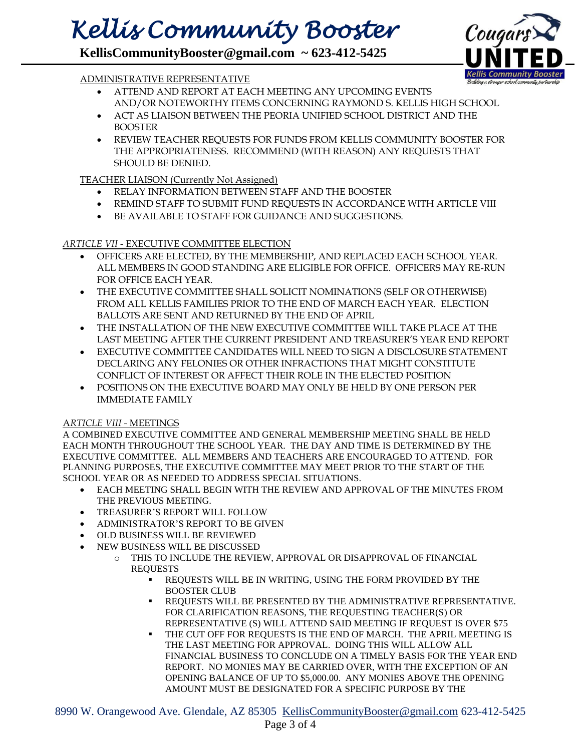ADMINISTRATIVE REPRESENTATIVE

- ATTEND AND REPORT AT EACH MEETING ANY UPCOMING EVENTS AND/OR NOTEWORTHY ITEMS CONCERNING RAYMOND S. KELLIS HIGH SCHOOL
- ACT AS LIAISON BETWEEN THE PEORIA UNIFIED SCHOOL DISTRICT AND THE BOOSTER
- REVIEW TEACHER REQUESTS FOR FUNDS FROM KELLIS COMMUNITY BOOSTER FOR THE APPROPRIATENESS. RECOMMEND (WITH REASON) ANY REQUESTS THAT SHOULD BE DENIED.

TEACHER LIAISON (Currently Not Assigned)

- RELAY INFORMATION BETWEEN STAFF AND THE BOOSTER
- REMIND STAFF TO SUBMIT FUND REQUESTS IN ACCORDANCE WITH ARTICLE VIII
- BE AVAILABLE TO STAFF FOR GUIDANCE AND SUGGESTIONS.

*ARTICLE VII* - EXECUTIVE COMMITTEE ELECTION

- OFFICERS ARE ELECTED, BY THE MEMBERSHIP, AND REPLACED EACH SCHOOL YEAR. ALL MEMBERS IN GOOD STANDING ARE ELIGIBLE FOR OFFICE. OFFICERS MAY RE-RUN FOR OFFICE EACH YEAR.
- THE EXECUTIVE COMMITTEE SHALL SOLICIT NOMINATIONS (SELF OR OTHERWISE) FROM ALL KELLIS FAMILIES PRIOR TO THE END OF MARCH EACH YEAR. ELECTION BALLOTS ARE SENT AND RETURNED BY THE END OF APRIL
- THE INSTALLATION OF THE NEW EXECUTIVE COMMITTEE WILL TAKE PLACE AT THE LAST MEETING AFTER THE CURRENT PRESIDENT AND TREASURER'S YEAR END REPORT
- EXECUTIVE COMMITTEE CANDIDATES WILL NEED TO SIGN A DISCLOSURE STATEMENT DECLARING ANY FELONIES OR OTHER INFRACTIONS THAT MIGHT CONSTITUTE CONFLICT OF INTEREST OR AFFECT THEIR ROLE IN THE ELECTED POSITION
- POSITIONS ON THE EXECUTIVE BOARD MAY ONLY BE HELD BY ONE PERSON PER IMMEDIATE FAMILY

*ARTICLE VIII* - MEETINGS

A COMBINED EXECUTIVE COMMITTEE AND GENERAL MEMBERSHIP MEETING SHALL BE HELD EACH MONTH THROUGHOUT THE SCHOOL YEAR. THE DAY AND TIME IS DETERMINED BY THE EXECUTIVE COMMITTEE. ALL MEMBERS AND TEACHERS ARE ENCOURAGED TO ATTEND. FOR PLANNING PURPOSES, THE EXECUTIVE COMMITTEE MAY MEET PRIOR TO THE START OF THE SCHOOL YEAR OR AS NEEDED TO ADDRESS SPECIAL SITUATIONS.

- EACH MEETING SHALL BEGIN WITH THE REVIEW AND APPROVAL OF THE MINUTES FROM THE PREVIOUS MEETING.
- TREASURER'S REPORT WILL FOLLOW
- ADMINISTRATOR'S REPORT TO BE GIVEN
- OLD BUSINESS WILL BE REVIEWED
- NEW BUSINESS WILL BE DISCUSSED
  - THIS TO INCLUDE THE REVIEW, APPROVAL OR DISAPPROVAL OF FINANCIAL REQUESTS
    - REQUESTS WILL BE IN WRITING, USING THE FORM PROVIDED BY THE BOOSTER CLUB
    - REQUESTS WILL BE PRESENTED BY THE ADMINISTRATIVE REPRESENTATIVE. FOR CLARIFICATION REASONS, THE REQUESTING TEACHER(S) OR REPRESENTATIVE (S) WILL ATTEND SAID MEETING IF REQUEST IS OVER $75
    - THE CUT OFF FOR REQUESTS IS THE END OF MARCH. THE APRIL MEETING IS THE LAST MEETING FOR APPROVAL. DOING THIS WILL ALLOW ALL FINANCIAL BUSINESS TO CONCLUDE ON A TIMELY BASIS FOR THE YEAR END REPORT. NO MONIES MAY BE CARRIED OVER, WITH THE EXCEPTION OF AN OPENING BALANCE OF UP TO $5,000.00. ANY MONIES ABOVE THE OPENING AMOUNT MUST BE DESIGNATED FOR A SPECIFIC PURPOSE BY THE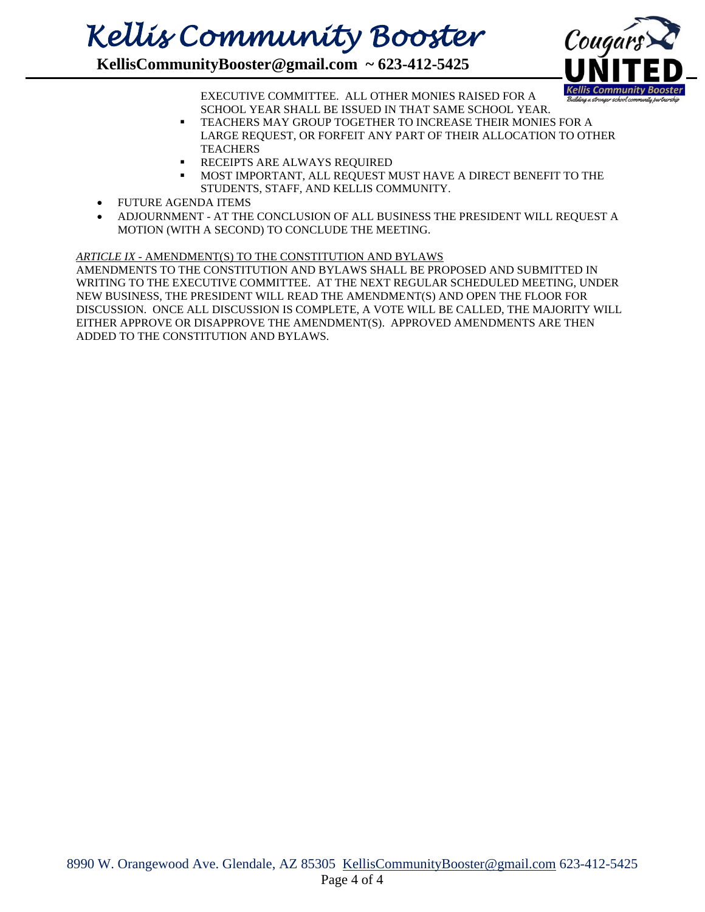EXECUTIVE COMMITTEE. ALL OTHER MONIES RAISED FOR A SCHOOL YEAR SHALL BE ISSUED IN THAT SAME SCHOOL YEAR.

  - TEACHERS MAY GROUP TOGETHER TO INCREASE THEIR MONIES FOR A LARGE REQUEST, OR FORFEIT ANY PART OF THEIR ALLOCATION TO OTHER TEACHERS
  - RECEIPTS ARE ALWAYS REQUIRED
  - MOST IMPORTANT, ALL REQUEST MUST HAVE A DIRECT BENEFIT TO THE STUDENTS, STAFF, AND KELLIS COMMUNITY.

- FUTURE AGENDA ITEMS
- ADJOURNMENT - AT THE CONCLUSION OF ALL BUSINESS THE PRESIDENT WILL REQUEST A MOTION (WITH A SECOND) TO CONCLUDE THE MEETING.

*ARTICLE IX* - AMENDMENT(S) TO THE CONSTITUTION AND BYLAWS

AMENDMENTS TO THE CONSTITUTION AND BYLAWS SHALL BE PROPOSED AND SUBMITTED IN WRITING TO THE EXECUTIVE COMMITTEE. AT THE NEXT REGULAR SCHEDULED MEETING, UNDER NEW BUSINESS, THE PRESIDENT WILL READ THE AMENDMENT(S) AND OPEN THE FLOOR FOR DISCUSSION. ONCE ALL DISCUSSION IS COMPLETE, A VOTE WILL BE CALLED, THE MAJORITY WILL EITHER APPROVE OR DISAPPROVE THE AMENDMENT(S). APPROVED AMENDMENTS ARE THEN ADDED TO THE CONSTITUTION AND BYLAWS.